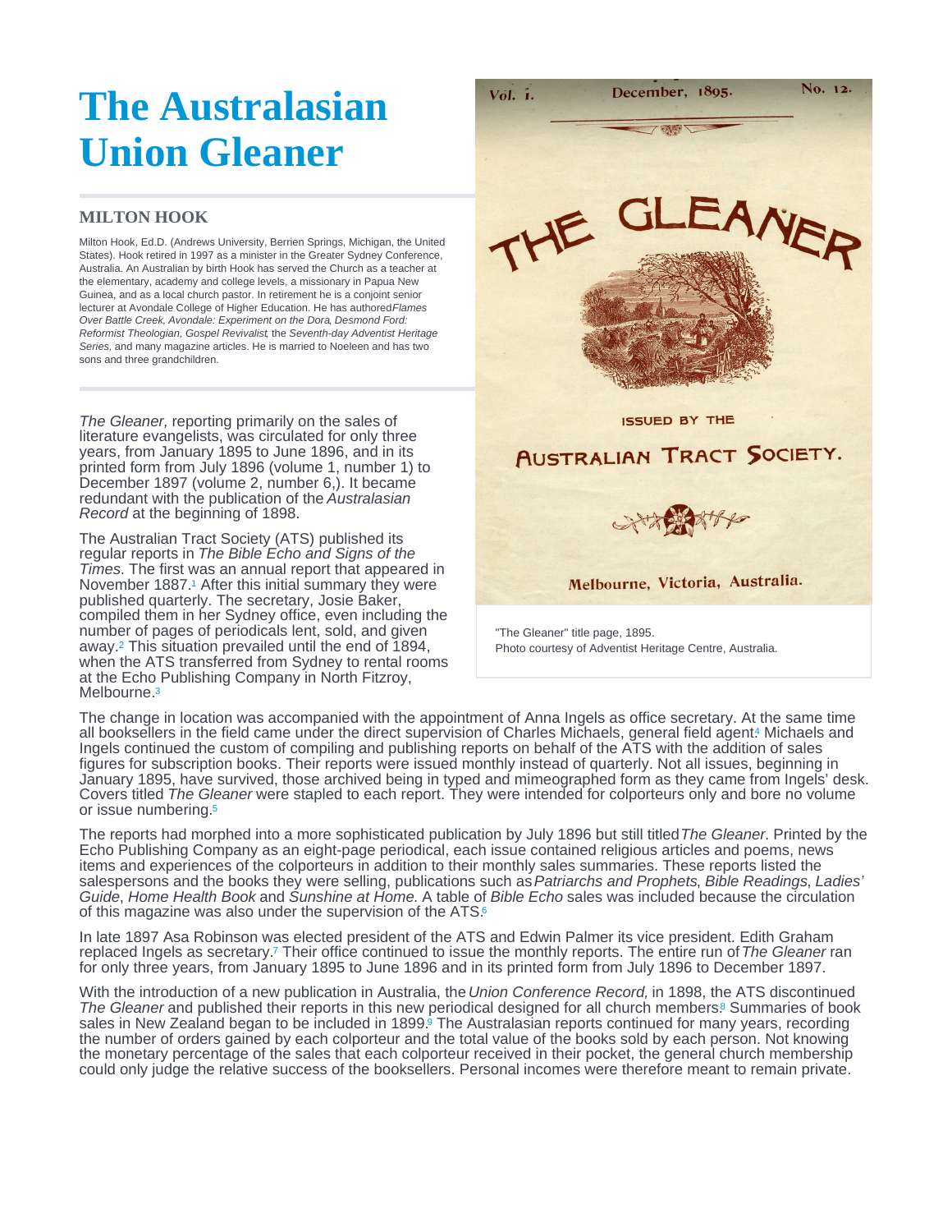# The Australasian Union Gleaner

## MILTON HOOK

Milton Hook, Ed.D. (Andrews University, Berrien Springs, Michigan, the United States). Hook retired in 1997 as a minister in the Greater Sydney Conference, Australia. An Australian by birth Hook has served the Church as a teacher at the elementary, academy and college levels, a missionary in Papua New Guinea, and as a local church pastor. In retirement he is a conjoint senior lecturer at Avondale College of Higher Education. He has authored *Flames Over Battle Creek*, *Avondale: Experiment on the Dora*, *Desmond Ford: Reformist Theologian, Gospel Revivalist*, the *Seventh-day Adventist Heritage Series,* and many magazine articles. He is married to Noeleen and has two sons and three grandchildren.

*The Gleaner,* reporting primarily on the sales of literature evangelists, was circulated for only three years, from January 1895 to June 1896, and in its printed form from July 1896 (volume 1, number 1) to December 1897 (volume 2, number 6,). It became redundant with the publication of the *Australasian Record* at the beginning of 1898.

The Australian Tract Society (ATS) published its regular reports in *The Bible Echo and Signs of the Times*. The first was an annual report that appeared in November 1887.[1] After this initial summary they were published quarterly. The secretary, Josie Baker, compiled them in her Sydney office, even including the number of pages of periodicals lent, sold, and given away.[2] This situation prevailed until the end of 1894, when the ATS transferred from Sydney to rental rooms at the Echo Publishing Company in North Fitzroy, Melbourne.[3]

"The Gleaner" title page, 1895.
Photo courtesy of Adventist Heritage Centre, Australia.

The change in location was accompanied with the appointment of Anna Ingels as office secretary. At the same time all booksellers in the field came under the direct supervision of Charles Michaels, general field agent.[4] Michaels and Ingels continued the custom of compiling and publishing reports on behalf of the ATS with the addition of sales figures for subscription books. Their reports were issued monthly instead of quarterly. Not all issues, beginning in January 1895, have survived, those archived being in typed and mimeographed form as they came from Ingels' desk. Covers titled *The Gleaner* were stapled to each report. They were intended for colporteurs only and bore no volume or issue numbering.[5]

The reports had morphed into a more sophisticated publication by July 1896 but still titled *The Gleaner*. Printed by the Echo Publishing Company as an eight-page periodical, each issue contained religious articles and poems, news items and experiences of the colporteurs in addition to their monthly sales summaries. These reports listed the salespersons and the books they were selling, publications such as *Patriarchs and Prophets*, *Bible Readings*, *Ladies' Guide*, *Home Health Book* and *Sunshine at Home.* A table of *Bible Echo* sales was included because the circulation of this magazine was also under the supervision of the ATS.[6]

In late 1897 Asa Robinson was elected president of the ATS and Edwin Palmer its vice president. Edith Graham replaced Ingels as secretary.[7] Their office continued to issue the monthly reports. The entire run of *The Gleaner* ran for only three years, from January 1895 to June 1896 and in its printed form from July 1896 to December 1897.

With the introduction of a new publication in Australia, the *Union Conference Record,* in 1898, the ATS discontinued *The Gleaner* and published their reports in this new periodical designed for all church members.[8] Summaries of book sales in New Zealand began to be included in 1899.[9] The Australasian reports continued for many years, recording the number of orders gained by each colporteur and the total value of the books sold by each person. Not knowing the monetary percentage of the sales that each colporteur received in their pocket, the general church membership could only judge the relative success of the booksellers. Personal incomes were therefore meant to remain private.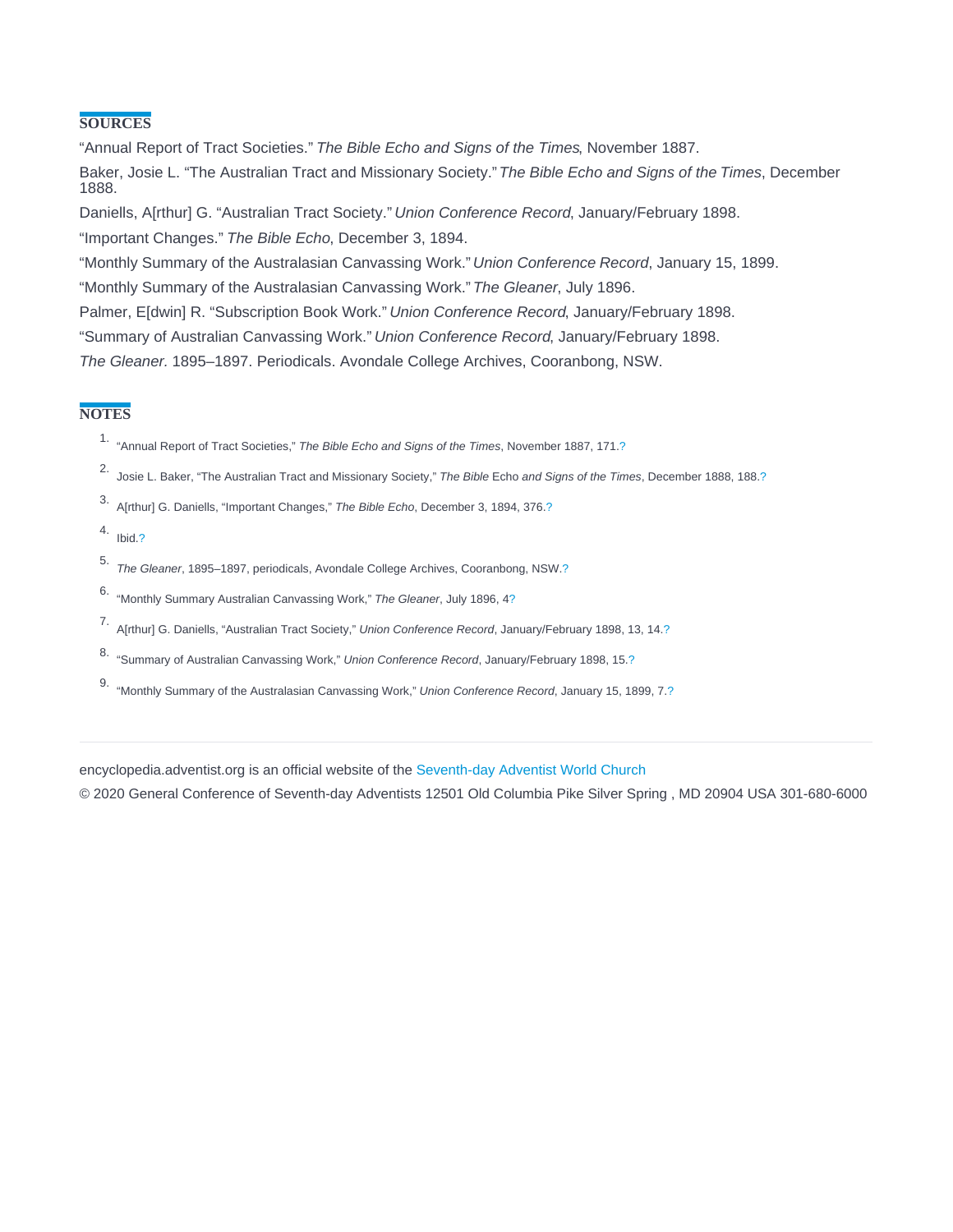## SOURCES

"Annual Report of Tract Societies." *The Bible Echo and Signs of the Times*, November 1887.

Baker, Josie L. "The Australian Tract and Missionary Society." *The Bible Echo and Signs of the Times*, December 1888.

Daniells, A[rthur] G. "Australian Tract Society." *Union Conference Record*, January/February 1898.

"Important Changes." *The Bible Echo*, December 3, 1894.

"Monthly Summary of the Australasian Canvassing Work." *Union Conference Record*, January 15, 1899.

"Monthly Summary of the Australasian Canvassing Work." *The Gleaner*, July 1896.

Palmer, E[dwin] R. "Subscription Book Work." *Union Conference Record*, January/February 1898.

"Summary of Australian Canvassing Work." *Union Conference Record*, January/February 1898.

*The Gleaner.* 1895–1897. Periodicals. Avondale College Archives, Cooranbong, NSW.

## NOTES

1. "Annual Report of Tract Societies," *The Bible Echo and Signs of the Times*, November 1887, 171.?
2. Josie L. Baker, "The Australian Tract and Missionary Society," *The Bible* Echo *and Signs of the Times*, December 1888, 188.?
3. A[rthur] G. Daniells, "Important Changes," *The Bible Echo*, December 3, 1894, 376.?
4. Ibid.?
5. *The Gleaner*, 1895–1897, periodicals, Avondale College Archives, Cooranbong, NSW.?
6. "Monthly Summary Australian Canvassing Work," *The Gleaner*, July 1896, 4?
7. A[rthur] G. Daniells, "Australian Tract Society," *Union Conference Record*, January/February 1898, 13, 14.?
8. "Summary of Australian Canvassing Work," *Union Conference Record*, January/February 1898, 15.?
9. "Monthly Summary of the Australasian Canvassing Work," *Union Conference Record*, January 15, 1899, 7.?

---

encyclopedia.adventist.org is an official website of the Seventh-day Adventist World Church

© 2020 General Conference of Seventh-day Adventists 12501 Old Columbia Pike Silver Spring , MD 20904 USA 301-680-6000